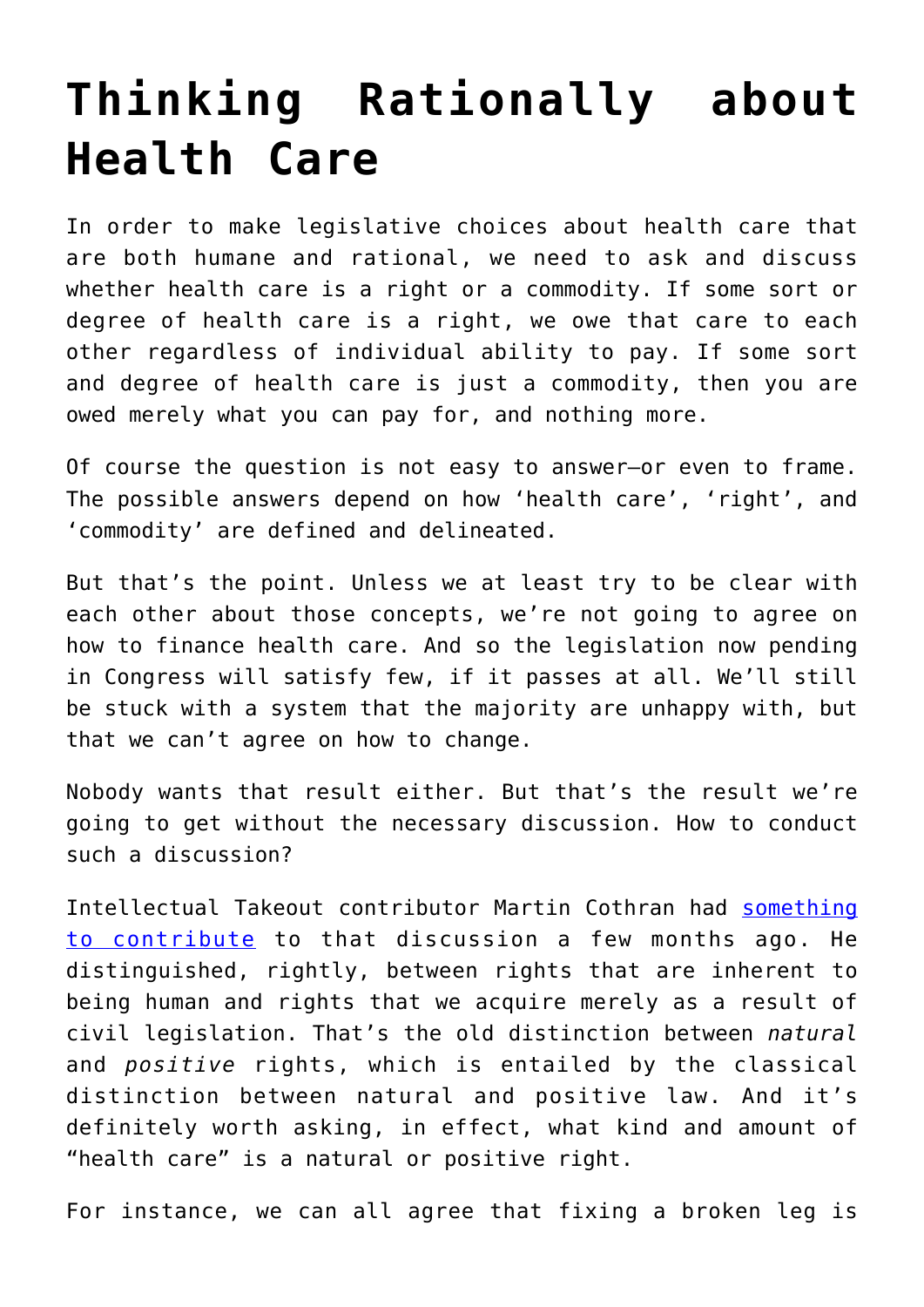# Thinking Rationally about Health Care

In order to make legislative choices about health care that are both humane and rational, we need to ask and discuss whether health care is a right or a commodity. If some sort or degree of health care is a right, we owe that care to each other regardless of individual ability to pay. If some sort and degree of health care is just a commodity, then you are owed merely what you can pay for, and nothing more.

Of course the question is not easy to answer—or even to frame. The possible answers depend on how 'health care', 'right', and 'commodity' are defined and delineated.

But that's the point. Unless we at least try to be clear with each other about those concepts, we're not going to agree on how to finance health care. And so the legislation now pending in Congress will satisfy few, if it passes at all. We'll still be stuck with a system that the majority are unhappy with, but that we can't agree on how to change.

Nobody wants that result either. But that's the result we're going to get without the necessary discussion. How to conduct such a discussion?

Intellectual Takeout contributor Martin Cothran had something to contribute to that discussion a few months ago. He distinguished, rightly, between rights that are inherent to being human and rights that we acquire merely as a result of civil legislation. That's the old distinction between *natural* and *positive* rights, which is entailed by the classical distinction between natural and positive law. And it's definitely worth asking, in effect, what kind and amount of "health care" is a natural or positive right.

For instance, we can all agree that fixing a broken leg is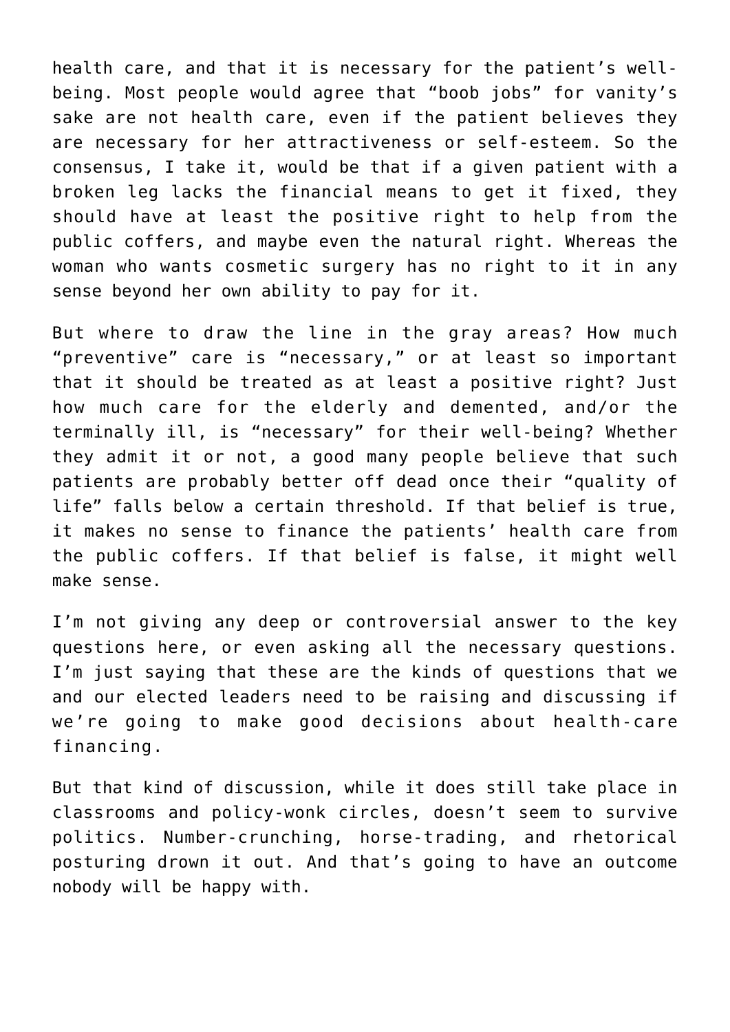health care, and that it is necessary for the patient's well-being. Most people would agree that "boob jobs" for vanity's sake are not health care, even if the patient believes they are necessary for her attractiveness or self-esteem. So the consensus, I take it, would be that if a given patient with a broken leg lacks the financial means to get it fixed, they should have at least the positive right to help from the public coffers, and maybe even the natural right. Whereas the woman who wants cosmetic surgery has no right to it in any sense beyond her own ability to pay for it.

But where to draw the line in the gray areas? How much "preventive" care is "necessary," or at least so important that it should be treated as at least a positive right? Just how much care for the elderly and demented, and/or the terminally ill, is "necessary" for their well-being? Whether they admit it or not, a good many people believe that such patients are probably better off dead once their "quality of life" falls below a certain threshold. If that belief is true, it makes no sense to finance the patients' health care from the public coffers. If that belief is false, it might well make sense.

I'm not giving any deep or controversial answer to the key questions here, or even asking all the necessary questions. I'm just saying that these are the kinds of questions that we and our elected leaders need to be raising and discussing if we're going to make good decisions about health-care financing.

But that kind of discussion, while it does still take place in classrooms and policy-wonk circles, doesn't seem to survive politics. Number-crunching, horse-trading, and rhetorical posturing drown it out. And that's going to have an outcome nobody will be happy with.